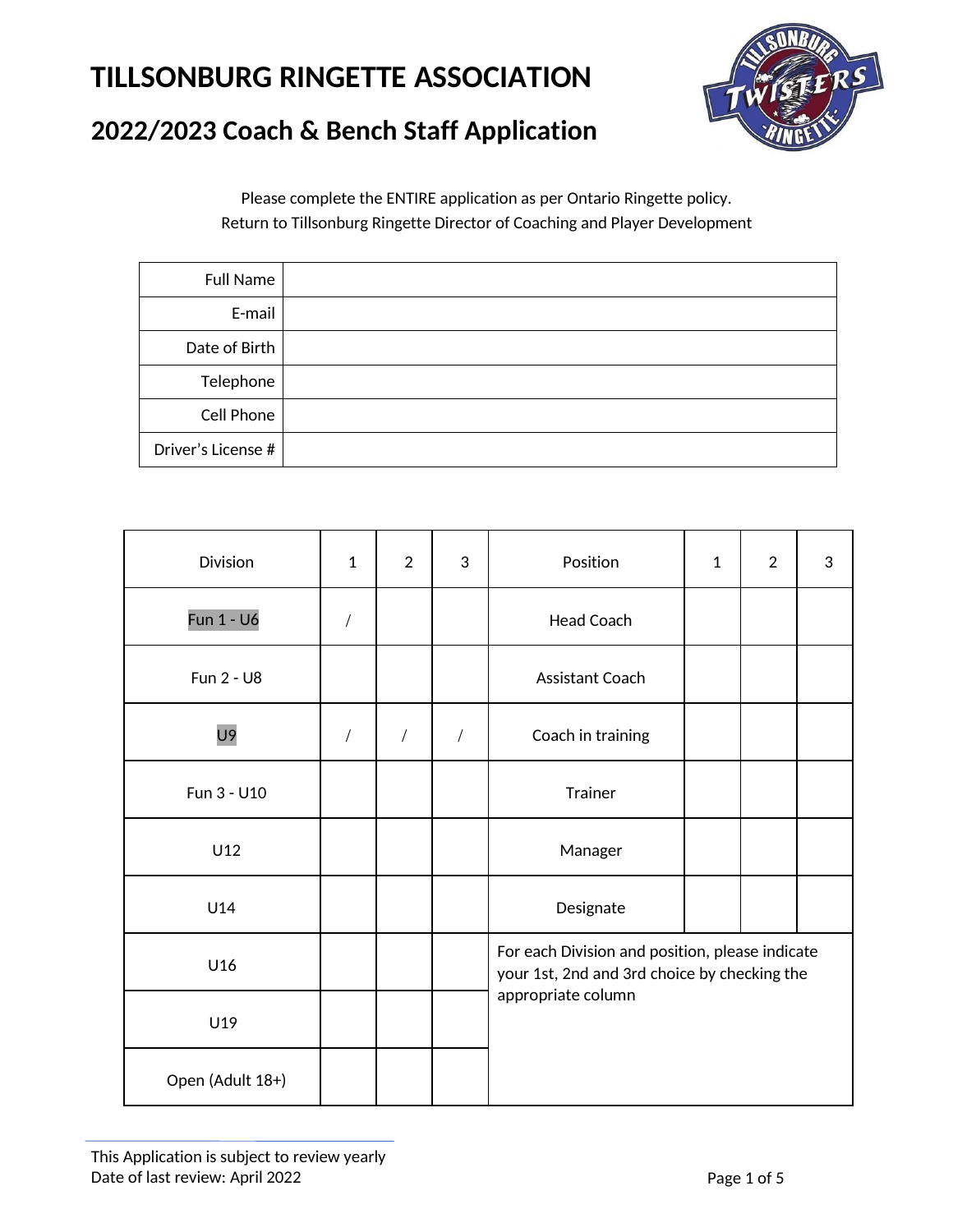# TILLSONBURG RINGETTE ASSOCIATION

## 2022/2023 Coach & Bench Staff Application

Please complete the ENTIRE application as per Ontario Ringette policy.
Return to Tillsonburg Ringette Director of Coaching and Player Development

| | |
|---|---|
| Full Name | |
| E-mail | |
| Date of Birth | |
| Telephone | |
| Cell Phone | |
| Driver's License # | |

| Division | 1 | 2 | 3 | Position | 1 | 2 | 3 |
|---|---|---|---|---|---|---|---|
| Fun 1 - U6 | / | | | Head Coach | | | |
| Fun 2 - U8 | | | | Assistant Coach | | | |
| U9 | / | / | / | Coach in training | | | |
| Fun 3 - U10 | | | | Trainer | | | |
| U12 | | | | Manager | | | |
| U14 | | | | Designate | | | |
| U16 | | | | For each Division and position, please indicate your 1st, 2nd and 3rd choice by checking the appropriate column | | | |
| U19 | | | | | | | |
| Open (Adult 18+) | | | | | | | |

This Application is subject to review yearly
Date of last review: April 2022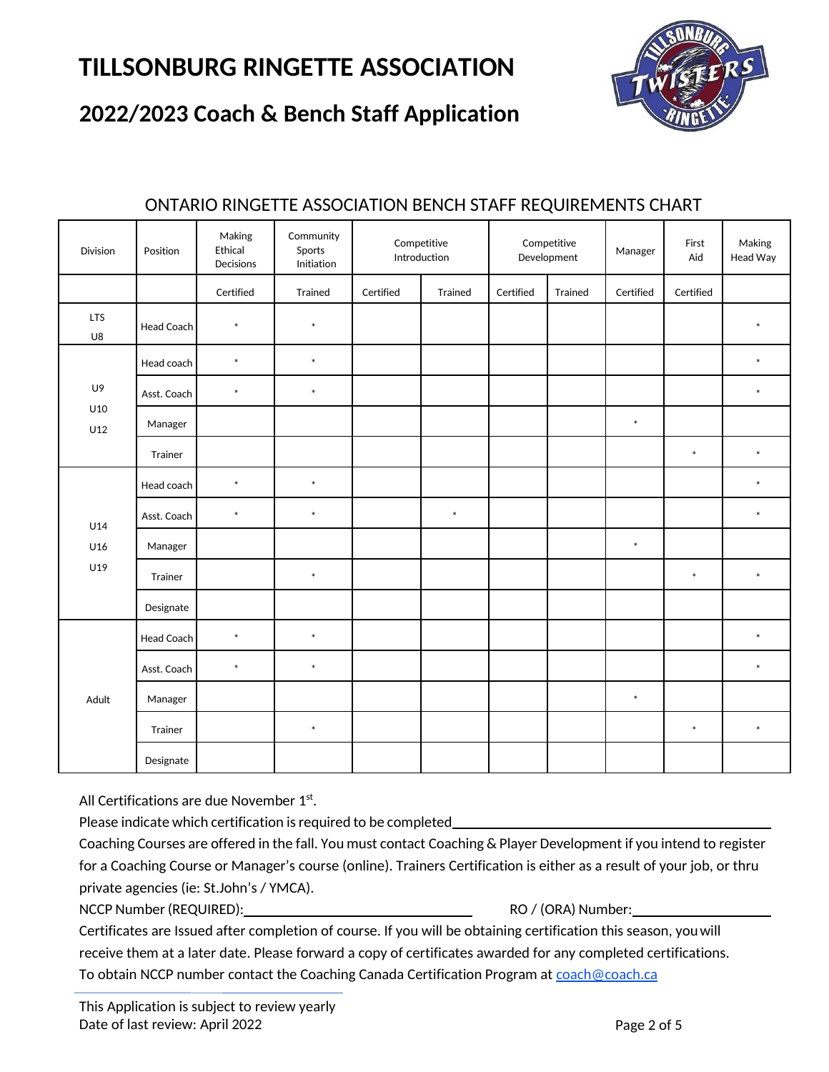# TILLSONBURG RINGETTE ASSOCIATION

## 2022/2023 Coach & Bench Staff Application

### ONTARIO RINGETTE ASSOCIATION BENCH STAFF REQUIREMENTS CHART

| Division | Position | Making Ethical Decisions | Community Sports Initiation | Competitive Introduction | | Competitive Development | | Manager | First Aid | Making Head Way |
|---|---|---|---|---|---|---|---|---|---|---|
| | | Certified | Trained | Certified | Trained | Certified | Trained | Certified | Certified | |
| LTS U8 | Head Coach | * | * | | | | | | | * |
| U9 U10 U12 | Head coach | * | * | | | | | | | * |
| | Asst. Coach | * | * | | | | | | | * |
| | Manager | | | | | | | * | | |
| | Trainer | | | | | | | | * | * |
| U14 U16 U19 | Head coach | * | * | | | | | | | * |
| | Asst. Coach | * | * | | * | | | | | * |
| | Manager | | | | | | | * | | |
| | Trainer | | * | | | | | | * | * |
| | Designate | | | | | | | | | |
| Adult | Head Coach | * | * | | | | | | | * |
| | Asst. Coach | * | * | | | | | | | * |
| | Manager | | | | | | | * | | |
| | Trainer | | * | | | | | | * | * |
| | Designate | | | | | | | | | |

All Certifications are due November 1st.

Please indicate which certification is required to be completed\_\_\_\_\_\_\_\_\_\_\_\_\_\_\_\_\_\_\_\_

Coaching Courses are offered in the fall. You must contact Coaching & Player Development if you intend to register for a Coaching Course or Manager's course (online). Trainers Certification is either as a result of your job, or thru private agencies (ie: St.John's / YMCA).

NCCP Number (REQUIRED):\_\_\_\_\_\_\_\_\_\_\_\_\_\_\_\_ RO / (ORA) Number:\_\_\_\_\_\_\_\_\_\_\_\_

Certificates are Issued after completion of course. If you will be obtaining certification this season, you will receive them at a later date. Please forward a copy of certificates awarded for any completed certifications.

To obtain NCCP number contact the Coaching Canada Certification Program at coach@coach.ca

This Application is subject to review yearly
Date of last review: April 2022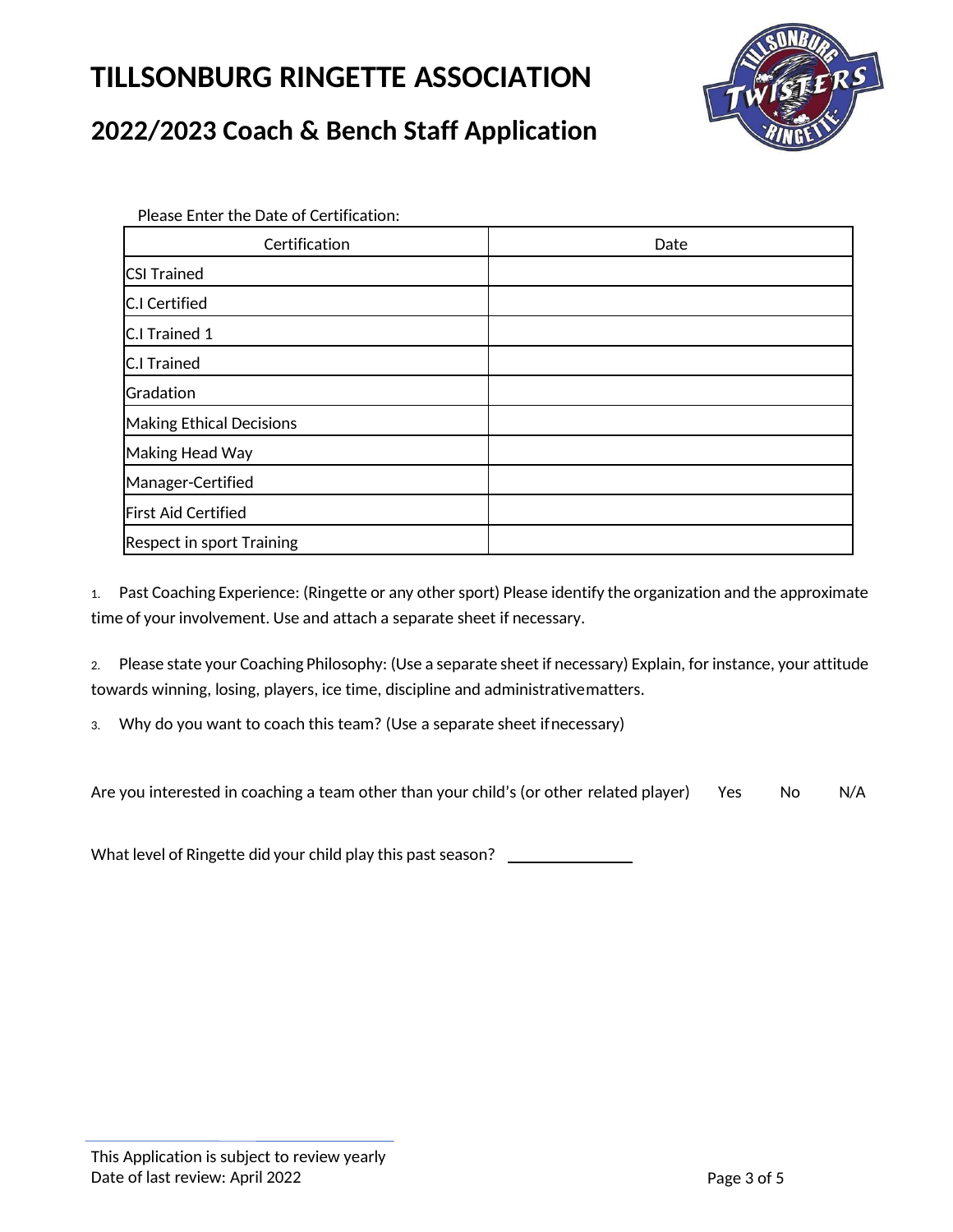# TILLSONBURG RINGETTE ASSOCIATION

## 2022/2023 Coach & Bench Staff Application

Please Enter the Date of Certification:

| Certification | Date |
|---|---|
| CSI Trained | |
| C.I Certified | |
| C.I Trained 1 | |
| C.I Trained | |
| Gradation | |
| Making Ethical Decisions | |
| Making Head Way | |
| Manager-Certified | |
| First Aid Certified | |
| Respect in sport Training | |

1. Past Coaching Experience: (Ringette or any other sport) Please identify the organization and the approximate time of your involvement. Use and attach a separate sheet if necessary.

2. Please state your Coaching Philosophy: (Use a separate sheet if necessary) Explain, for instance, your attitude towards winning, losing, players, ice time, discipline and administrative matters.

3. Why do you want to coach this team? (Use a separate sheet if necessary)

Are you interested in coaching a team other than your child's (or other related player) Yes No N/A

What level of Ringette did your child play this past season? ______________

This Application is subject to review yearly
Date of last review: April 2022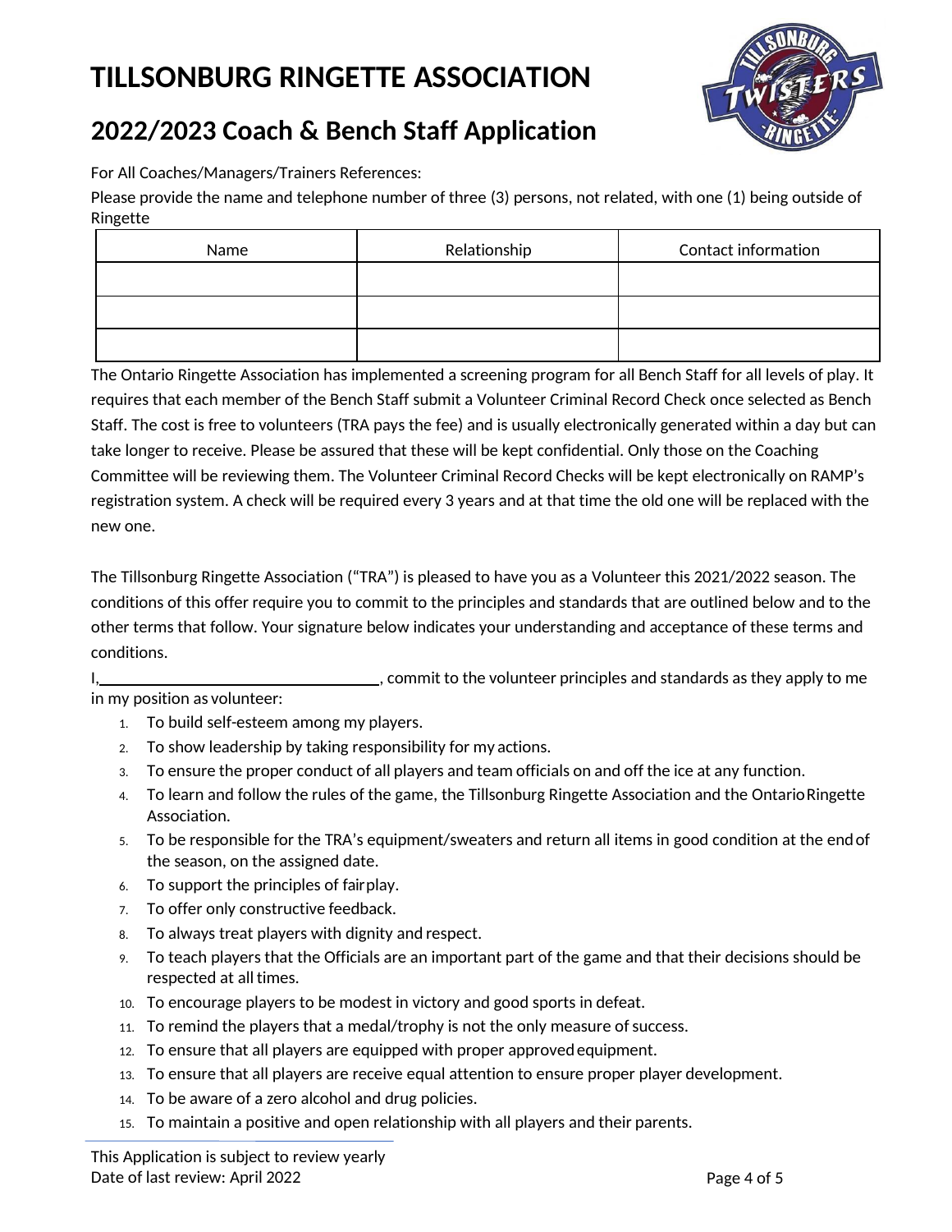# TILLSONBURG RINGETTE ASSOCIATION

## 2022/2023 Coach & Bench Staff Application

For All Coaches/Managers/Trainers References:

Please provide the name and telephone number of three (3) persons, not related, with one (1) being outside of Ringette

| Name | Relationship | Contact information |
|---|---|---|
| | | |
| | | |
| | | |

The Ontario Ringette Association has implemented a screening program for all Bench Staff for all levels of play. It requires that each member of the Bench Staff submit a Volunteer Criminal Record Check once selected as Bench Staff. The cost is free to volunteers (TRA pays the fee) and is usually electronically generated within a day but can take longer to receive. Please be assured that these will be kept confidential. Only those on the Coaching Committee will be reviewing them. The Volunteer Criminal Record Checks will be kept electronically on RAMP's registration system. A check will be required every 3 years and at that time the old one will be replaced with the new one.

The Tillsonburg Ringette Association ("TRA") is pleased to have you as a Volunteer this 2021/2022 season. The conditions of this offer require you to commit to the principles and standards that are outlined below and to the other terms that follow. Your signature below indicates your understanding and acceptance of these terms and conditions.

I,\_\_\_\_\_\_\_\_\_\_\_\_\_\_\_\_\_\_\_\_\_\_\_\_\_\_\_\_\_\_, commit to the volunteer principles and standards as they apply to me in my position as volunteer:

1. To build self-esteem among my players.
2. To show leadership by taking responsibility for my actions.
3. To ensure the proper conduct of all players and team officials on and off the ice at any function.
4. To learn and follow the rules of the game, the Tillsonburg Ringette Association and the Ontario Ringette Association.
5. To be responsible for the TRA's equipment/sweaters and return all items in good condition at the end of the season, on the assigned date.
6. To support the principles of fair play.
7. To offer only constructive feedback.
8. To always treat players with dignity and respect.
9. To teach players that the Officials are an important part of the game and that their decisions should be respected at all times.
10. To encourage players to be modest in victory and good sports in defeat.
11. To remind the players that a medal/trophy is not the only measure of success.
12. To ensure that all players are equipped with proper approved equipment.
13. To ensure that all players are receive equal attention to ensure proper player development.
14. To be aware of a zero alcohol and drug policies.
15. To maintain a positive and open relationship with all players and their parents.

This Application is subject to review yearly
Date of last review: April 2022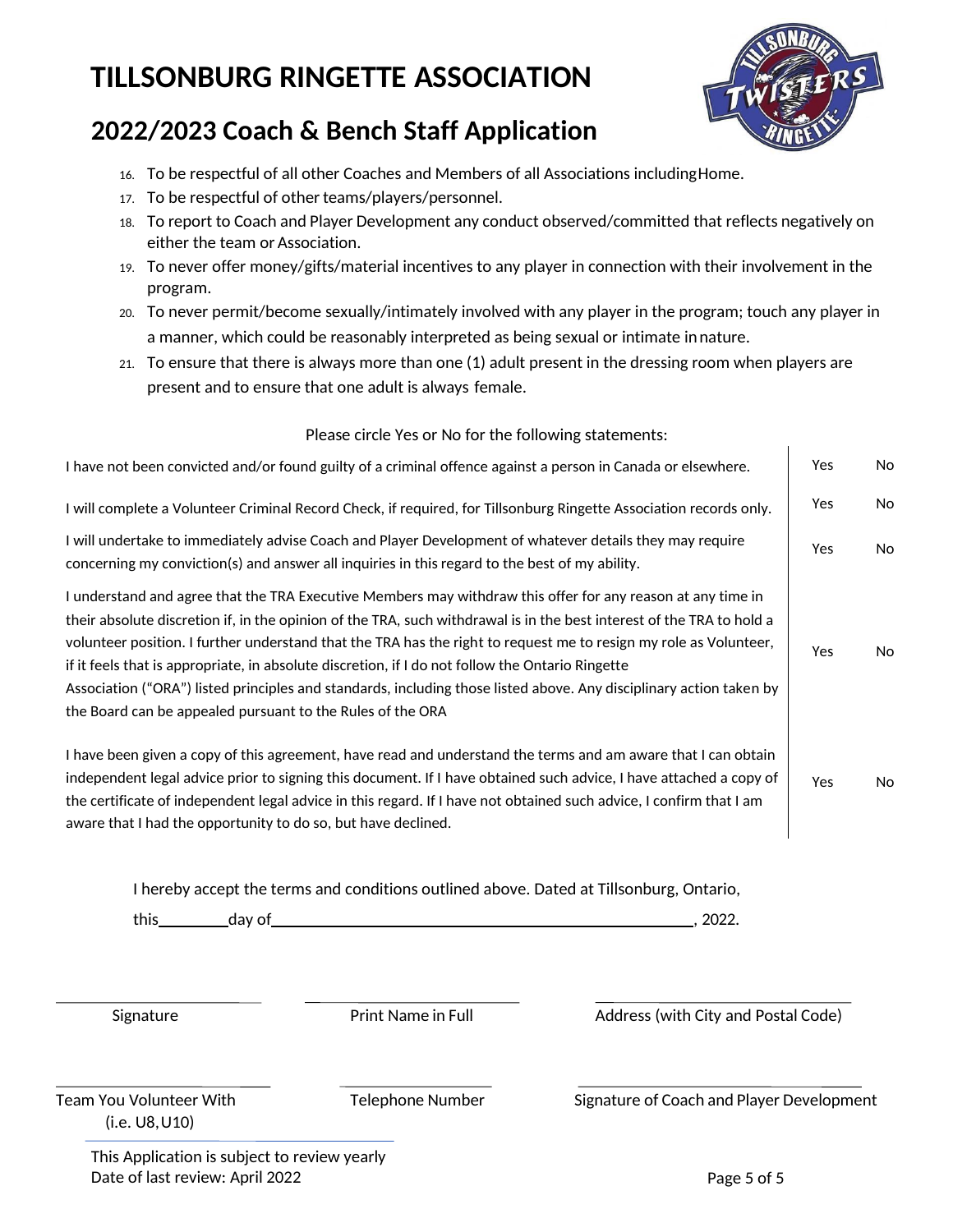# TILLSONBURG RINGETTE ASSOCIATION

## 2022/2023 Coach & Bench Staff Application

16. To be respectful of all other Coaches and Members of all Associations including Home.
17. To be respectful of other teams/players/personnel.
18. To report to Coach and Player Development any conduct observed/committed that reflects negatively on either the team or Association.
19. To never offer money/gifts/material incentives to any player in connection with their involvement in the program.
20. To never permit/become sexually/intimately involved with any player in the program; touch any player in a manner, which could be reasonably interpreted as being sexual or intimate in nature.
21. To ensure that there is always more than one (1) adult present in the dressing room when players are present and to ensure that one adult is always female.

Please circle Yes or No for the following statements:

| | | |
|---|---|---|
| I have not been convicted and/or found guilty of a criminal offence against a person in Canada or elsewhere. | Yes | No |
| I will complete a Volunteer Criminal Record Check, if required, for Tillsonburg Ringette Association records only. | Yes | No |
| I will undertake to immediately advise Coach and Player Development of whatever details they may require concerning my conviction(s) and answer all inquiries in this regard to the best of my ability. | Yes | No |
| I understand and agree that the TRA Executive Members may withdraw this offer for any reason at any time in their absolute discretion if, in the opinion of the TRA, such withdrawal is in the best interest of the TRA to hold a volunteer position. I further understand that the TRA has the right to request me to resign my role as Volunteer, if it feels that is appropriate, in absolute discretion, if I do not follow the Ontario Ringette Association ("ORA") listed principles and standards, including those listed above. Any disciplinary action taken by the Board can be appealed pursuant to the Rules of the ORA | Yes | No |
| I have been given a copy of this agreement, have read and understand the terms and am aware that I can obtain independent legal advice prior to signing this document. If I have obtained such advice, I have attached a copy of the certificate of independent legal advice in this regard. If I have not obtained such advice, I confirm that I am aware that I had the opportunity to do so, but have declined. | Yes | No |

I hereby accept the terms and conditions outlined above. Dated at Tillsonburg, Ontario,

this________day of______________________________________________, 2022.

| | | |
|---|---|---|
| Signature | Print Name in Full | Address (with City and Postal Code) |
| Team You Volunteer With (i.e. U8, U10) | Telephone Number | Signature of Coach and Player Development |

This Application is subject to review yearly
Date of last review: April 2022